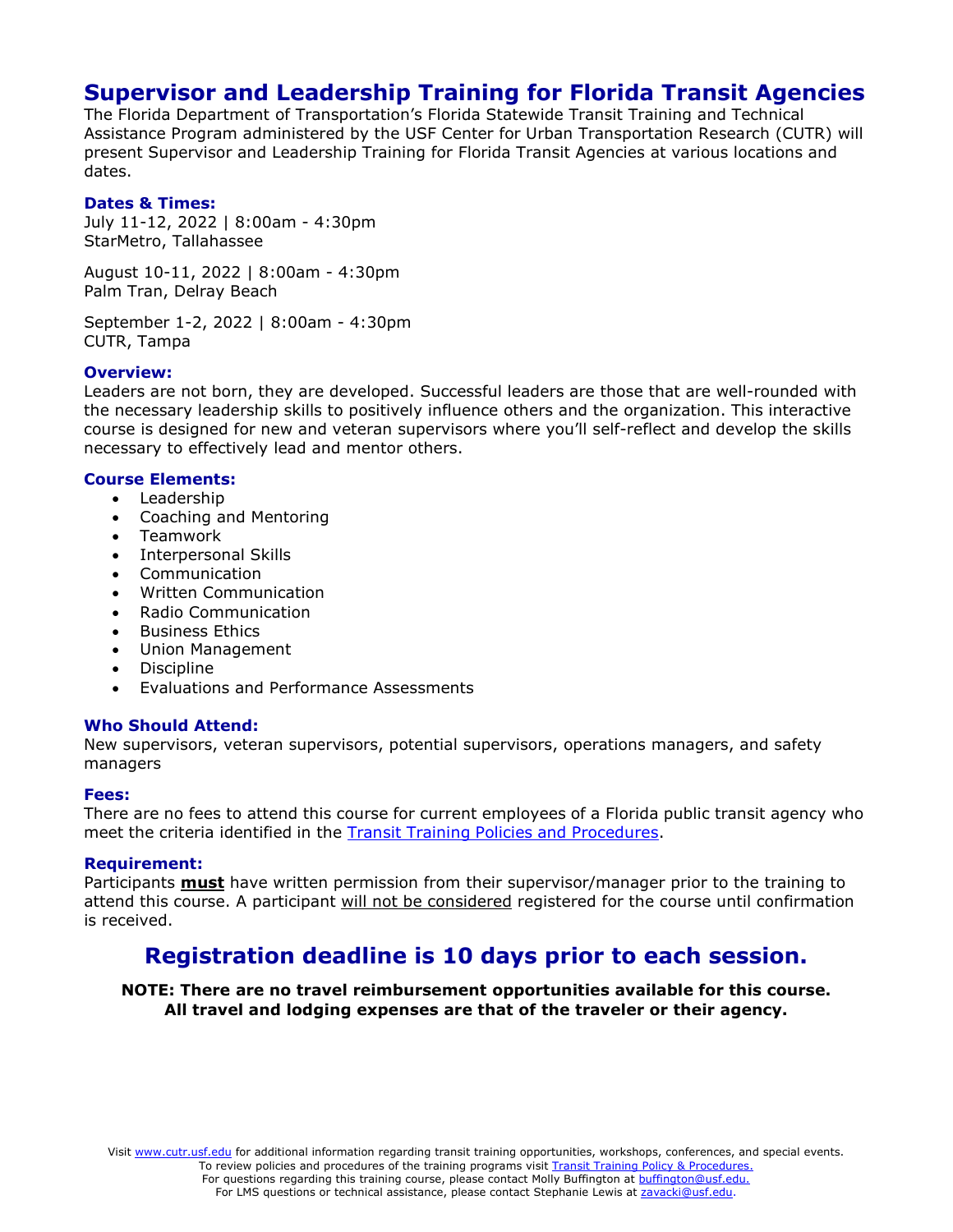# Supervisor and Leadership Training for Florida Transit Agencies

The Florida Department of Transportation's Florida Statewide Transit Training and Technical Assistance Program administered by the USF Center for Urban Transportation Research (CUTR) will present Supervisor and Leadership Training for Florida Transit Agencies at various locations and dates.

### Dates & Times:

July 11-12, 2022 | 8:00am - 4:30pm
StarMetro, Tallahassee

August 10-11, 2022 | 8:00am - 4:30pm
Palm Tran, Delray Beach

September 1-2, 2022 | 8:00am - 4:30pm
CUTR, Tampa

### Overview:

Leaders are not born, they are developed. Successful leaders are those that are well-rounded with the necessary leadership skills to positively influence others and the organization. This interactive course is designed for new and veteran supervisors where you'll self-reflect and develop the skills necessary to effectively lead and mentor others.

### Course Elements:

- Leadership
- Coaching and Mentoring
- Teamwork
- Interpersonal Skills
- Communication
- Written Communication
- Radio Communication
- Business Ethics
- Union Management
- Discipline
- Evaluations and Performance Assessments

### Who Should Attend:

New supervisors, veteran supervisors, potential supervisors, operations managers, and safety managers

### Fees:

There are no fees to attend this course for current employees of a Florida public transit agency who meet the criteria identified in the Transit Training Policies and Procedures.

### Requirement:

Participants **must** have written permission from their supervisor/manager prior to the training to attend this course. A participant will not be considered registered for the course until confirmation is received.

## Registration deadline is 10 days prior to each session.

**NOTE: There are no travel reimbursement opportunities available for this course. All travel and lodging expenses are that of the traveler or their agency.**

Visit www.cutr.usf.edu for additional information regarding transit training opportunities, workshops, conferences, and special events.
To review policies and procedures of the training programs visit Transit Training Policy & Procedures.
For questions regarding this training course, please contact Molly Buffington at buffington@usf.edu.
For LMS questions or technical assistance, please contact Stephanie Lewis at zavacki@usf.edu.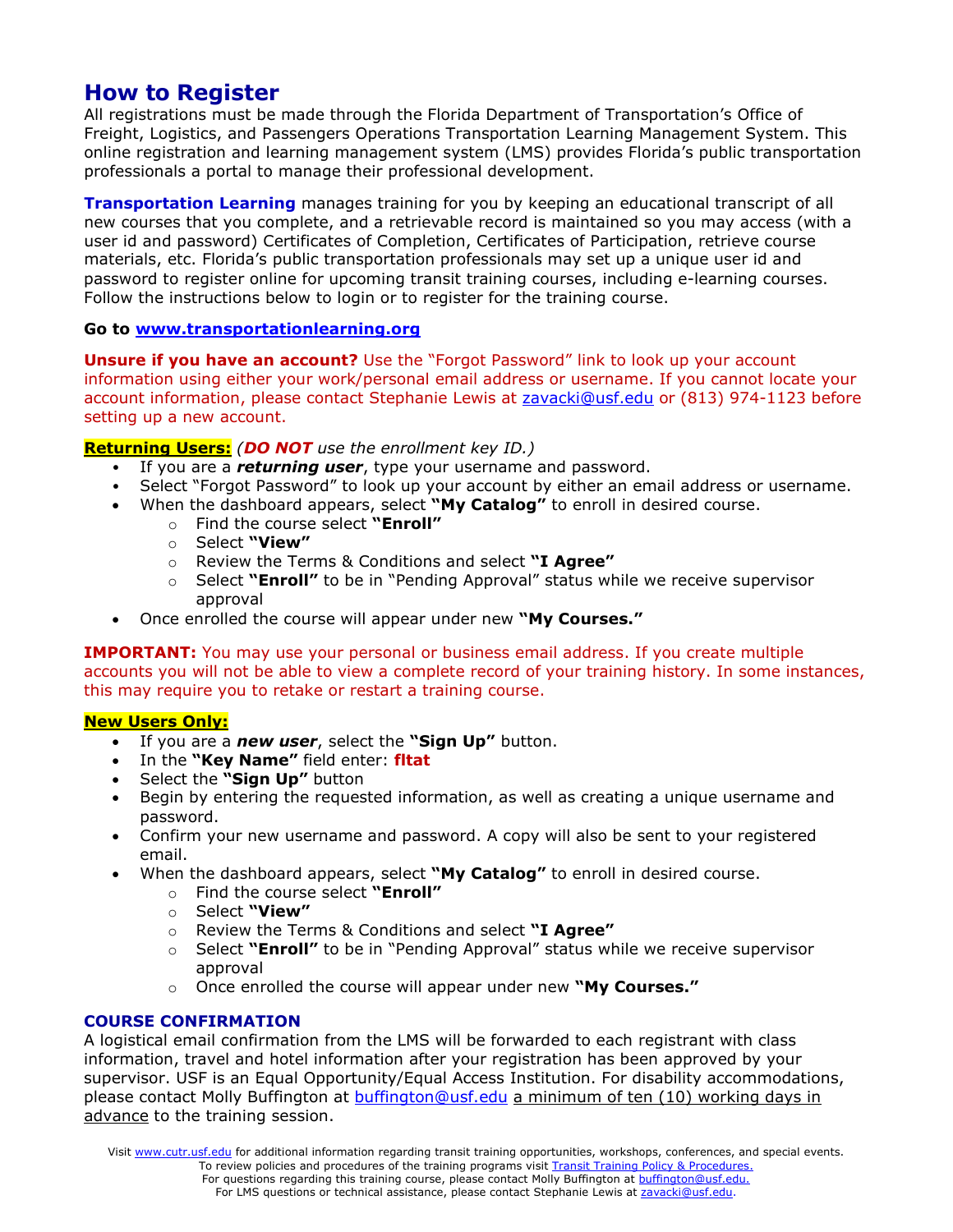# How to Register

All registrations must be made through the Florida Department of Transportation's Office of Freight, Logistics, and Passengers Operations Transportation Learning Management System. This online registration and learning management system (LMS) provides Florida's public transportation professionals a portal to manage their professional development.

**Transportation Learning** manages training for you by keeping an educational transcript of all new courses that you complete, and a retrievable record is maintained so you may access (with a user id and password) Certificates of Completion, Certificates of Participation, retrieve course materials, etc. Florida's public transportation professionals may set up a unique user id and password to register online for upcoming transit training courses, including e-learning courses. Follow the instructions below to login or to register for the training course.

**Go to [www.transportationlearning.org](http://www.transportationlearning.org)**

**Unsure if you have an account?** Use the "Forgot Password" link to look up your account information using either your work/personal email address or username. If you cannot locate your account information, please contact Stephanie Lewis at zavacki@usf.edu or (813) 974-1123 before setting up a new account.

**Returning Users:** *(**DO NOT** use the enrollment key ID.)*

- If you are a ***returning user***, type your username and password.
- Select "Forgot Password" to look up your account by either an email address or username.
- When the dashboard appears, select **"My Catalog"** to enroll in desired course.
  - Find the course select **"Enroll"**
  - Select **"View"**
  - Review the Terms & Conditions and select **"I Agree"**
  - Select **"Enroll"** to be in "Pending Approval" status while we receive supervisor approval
- Once enrolled the course will appear under new **"My Courses."**

**IMPORTANT:** You may use your personal or business email address. If you create multiple accounts you will not be able to view a complete record of your training history. In some instances, this may require you to retake or restart a training course.

**New Users Only:**

- If you are a ***new user***, select the **"Sign Up"** button.
- In the **"Key Name"** field enter: **fltat**
- Select the **"Sign Up"** button
- Begin by entering the requested information, as well as creating a unique username and password.
- Confirm your new username and password. A copy will also be sent to your registered email.
- When the dashboard appears, select **"My Catalog"** to enroll in desired course.
  - Find the course select **"Enroll"**
  - Select **"View"**
  - Review the Terms & Conditions and select **"I Agree"**
  - Select **"Enroll"** to be in "Pending Approval" status while we receive supervisor approval
  - Once enrolled the course will appear under new **"My Courses."**

### COURSE CONFIRMATION

A logistical email confirmation from the LMS will be forwarded to each registrant with class information, travel and hotel information after your registration has been approved by your supervisor. USF is an Equal Opportunity/Equal Access Institution. For disability accommodations, please contact Molly Buffington at buffington@usf.edu a minimum of ten (10) working days in advance to the training session.

Visit www.cutr.usf.edu for additional information regarding transit training opportunities, workshops, conferences, and special events.
To review policies and procedures of the training programs visit Transit Training Policy & Procedures.
For questions regarding this training course, please contact Molly Buffington at buffington@usf.edu.
For LMS questions or technical assistance, please contact Stephanie Lewis at zavacki@usf.edu.